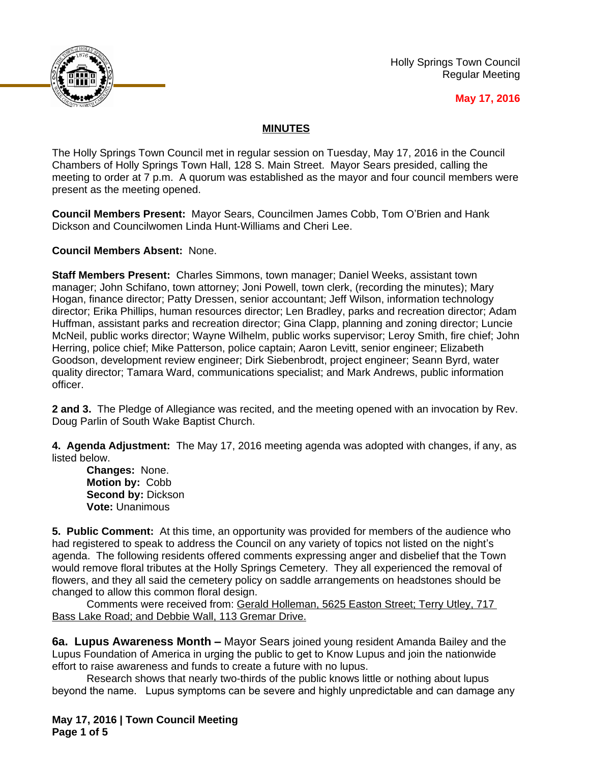Holly Springs Town Council
Regular Meeting

**May 17, 2016**

## MINUTES

The Holly Springs Town Council met in regular session on Tuesday, May 17, 2016 in the Council Chambers of Holly Springs Town Hall, 128 S. Main Street. Mayor Sears presided, calling the meeting to order at 7 p.m. A quorum was established as the mayor and four council members were present as the meeting opened.

**Council Members Present:** Mayor Sears, Councilmen James Cobb, Tom O'Brien and Hank Dickson and Councilwomen Linda Hunt-Williams and Cheri Lee.

**Council Members Absent:** None.

**Staff Members Present:** Charles Simmons, town manager; Daniel Weeks, assistant town manager; John Schifano, town attorney; Joni Powell, town clerk, (recording the minutes); Mary Hogan, finance director; Patty Dressen, senior accountant; Jeff Wilson, information technology director; Erika Phillips, human resources director; Len Bradley, parks and recreation director; Adam Huffman, assistant parks and recreation director; Gina Clapp, planning and zoning director; Luncie McNeil, public works director; Wayne Wilhelm, public works supervisor; Leroy Smith, fire chief; John Herring, police chief; Mike Patterson, police captain; Aaron Levitt, senior engineer; Elizabeth Goodson, development review engineer; Dirk Siebenbrodt, project engineer; Seann Byrd, water quality director; Tamara Ward, communications specialist; and Mark Andrews, public information officer.

**2 and 3.** The Pledge of Allegiance was recited, and the meeting opened with an invocation by Rev. Doug Parlin of South Wake Baptist Church.

**4. Agenda Adjustment:** The May 17, 2016 meeting agenda was adopted with changes, if any, as listed below.

**Changes:** None.
**Motion by:** Cobb
**Second by:** Dickson
**Vote:** Unanimous

**5. Public Comment:** At this time, an opportunity was provided for members of the audience who had registered to speak to address the Council on any variety of topics not listed on the night's agenda. The following residents offered comments expressing anger and disbelief that the Town would remove floral tributes at the Holly Springs Cemetery. They all experienced the removal of flowers, and they all said the cemetery policy on saddle arrangements on headstones should be changed to allow this common floral design.

Comments were received from: Gerald Holleman, 5625 Easton Street; Terry Utley, 717 Bass Lake Road; and Debbie Wall, 113 Gremar Drive.

**6a. Lupus Awareness Month –** Mayor Sears joined young resident Amanda Bailey and the Lupus Foundation of America in urging the public to get to Know Lupus and join the nationwide effort to raise awareness and funds to create a future with no lupus.

Research shows that nearly two-thirds of the public knows little or nothing about lupus beyond the name. Lupus symptoms can be severe and highly unpredictable and can damage any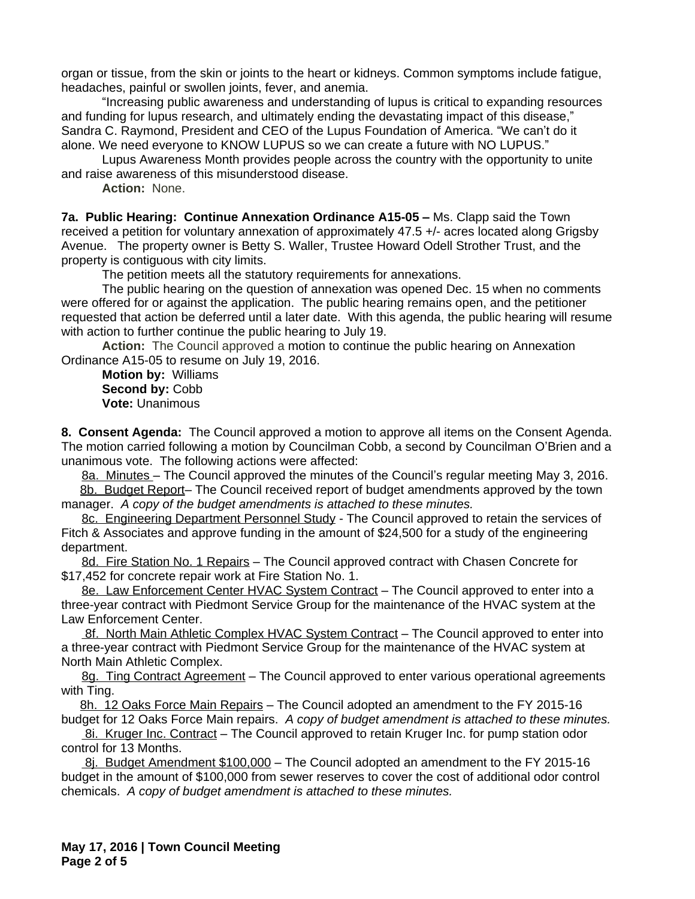organ or tissue, from the skin or joints to the heart or kidneys. Common symptoms include fatigue, headaches, painful or swollen joints, fever, and anemia.

"Increasing public awareness and understanding of lupus is critical to expanding resources and funding for lupus research, and ultimately ending the devastating impact of this disease," Sandra C. Raymond, President and CEO of the Lupus Foundation of America. "We can't do it alone. We need everyone to KNOW LUPUS so we can create a future with NO LUPUS."

Lupus Awareness Month provides people across the country with the opportunity to unite and raise awareness of this misunderstood disease.

**Action:** None.

**7a. Public Hearing: Continue Annexation Ordinance A15-05 –** Ms. Clapp said the Town received a petition for voluntary annexation of approximately 47.5 +/- acres located along Grigsby Avenue. The property owner is Betty S. Waller, Trustee Howard Odell Strother Trust, and the property is contiguous with city limits.

The petition meets all the statutory requirements for annexations.

The public hearing on the question of annexation was opened Dec. 15 when no comments were offered for or against the application. The public hearing remains open, and the petitioner requested that action be deferred until a later date. With this agenda, the public hearing will resume with action to further continue the public hearing to July 19.

**Action:** The Council approved a motion to continue the public hearing on Annexation Ordinance A15-05 to resume on July 19, 2016.

**Motion by:** Williams
**Second by:** Cobb
**Vote:** Unanimous

**8. Consent Agenda:** The Council approved a motion to approve all items on the Consent Agenda. The motion carried following a motion by Councilman Cobb, a second by Councilman O'Brien and a unanimous vote. The following actions were affected:

8a. Minutes – The Council approved the minutes of the Council's regular meeting May 3, 2016.

8b. Budget Report– The Council received report of budget amendments approved by the town manager. *A copy of the budget amendments is attached to these minutes.*

8c. Engineering Department Personnel Study - The Council approved to retain the services of Fitch & Associates and approve funding in the amount of $24,500 for a study of the engineering department.

8d. Fire Station No. 1 Repairs – The Council approved contract with Chasen Concrete for $17,452 for concrete repair work at Fire Station No. 1.

8e. Law Enforcement Center HVAC System Contract – The Council approved to enter into a three-year contract with Piedmont Service Group for the maintenance of the HVAC system at the Law Enforcement Center.

8f. North Main Athletic Complex HVAC System Contract – The Council approved to enter into a three-year contract with Piedmont Service Group for the maintenance of the HVAC system at North Main Athletic Complex.

8g. Ting Contract Agreement – The Council approved to enter various operational agreements with Ting.

8h. 12 Oaks Force Main Repairs – The Council adopted an amendment to the FY 2015-16 budget for 12 Oaks Force Main repairs. *A copy of budget amendment is attached to these minutes.*

8i. Kruger Inc. Contract – The Council approved to retain Kruger Inc. for pump station odor control for 13 Months.

8j. Budget Amendment $100,000 – The Council adopted an amendment to the FY 2015-16 budget in the amount of $100,000 from sewer reserves to cover the cost of additional odor control chemicals. *A copy of budget amendment is attached to these minutes.*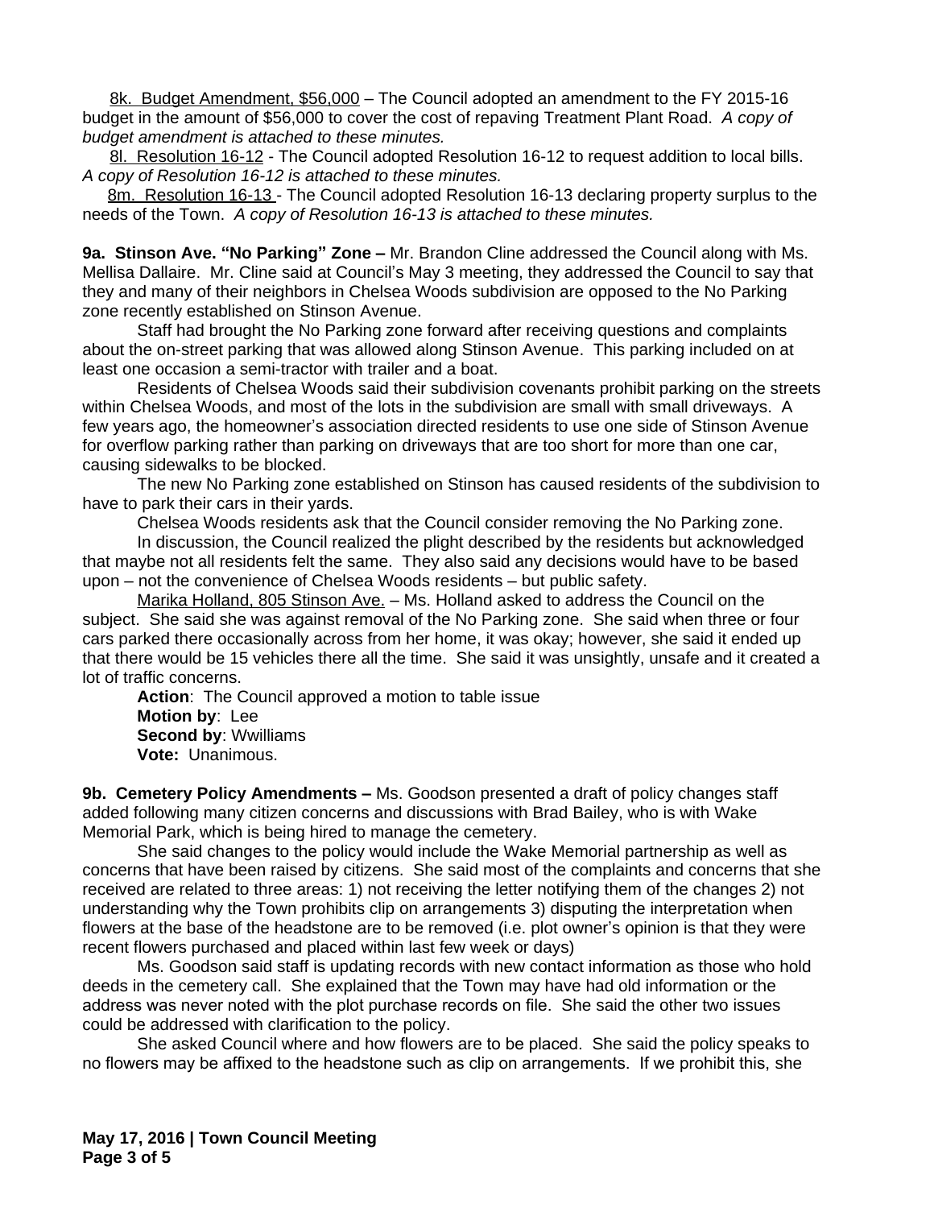8k. Budget Amendment, $56,000 – The Council adopted an amendment to the FY 2015-16 budget in the amount of $56,000 to cover the cost of repaving Treatment Plant Road. *A copy of budget amendment is attached to these minutes.*

8l. Resolution 16-12 - The Council adopted Resolution 16-12 to request addition to local bills. *A copy of Resolution 16-12 is attached to these minutes.*

8m. Resolution 16-13 - The Council adopted Resolution 16-13 declaring property surplus to the needs of the Town. *A copy of Resolution 16-13 is attached to these minutes.*

**9a. Stinson Ave. "No Parking" Zone –** Mr. Brandon Cline addressed the Council along with Ms. Mellisa Dallaire. Mr. Cline said at Council's May 3 meeting, they addressed the Council to say that they and many of their neighbors in Chelsea Woods subdivision are opposed to the No Parking zone recently established on Stinson Avenue.

Staff had brought the No Parking zone forward after receiving questions and complaints about the on-street parking that was allowed along Stinson Avenue. This parking included on at least one occasion a semi-tractor with trailer and a boat.

Residents of Chelsea Woods said their subdivision covenants prohibit parking on the streets within Chelsea Woods, and most of the lots in the subdivision are small with small driveways. A few years ago, the homeowner's association directed residents to use one side of Stinson Avenue for overflow parking rather than parking on driveways that are too short for more than one car, causing sidewalks to be blocked.

The new No Parking zone established on Stinson has caused residents of the subdivision to have to park their cars in their yards.

Chelsea Woods residents ask that the Council consider removing the No Parking zone.

In discussion, the Council realized the plight described by the residents but acknowledged that maybe not all residents felt the same. They also said any decisions would have to be based upon – not the convenience of Chelsea Woods residents – but public safety.

Marika Holland, 805 Stinson Ave. – Ms. Holland asked to address the Council on the subject. She said she was against removal of the No Parking zone. She said when three or four cars parked there occasionally across from her home, it was okay; however, she said it ended up that there would be 15 vehicles there all the time. She said it was unsightly, unsafe and it created a lot of traffic concerns.

**Action**: The Council approved a motion to table issue
**Motion by**: Lee
**Second by**: Wwilliams
**Vote:** Unanimous.

**9b. Cemetery Policy Amendments –** Ms. Goodson presented a draft of policy changes staff added following many citizen concerns and discussions with Brad Bailey, who is with Wake Memorial Park, which is being hired to manage the cemetery.

She said changes to the policy would include the Wake Memorial partnership as well as concerns that have been raised by citizens. She said most of the complaints and concerns that she received are related to three areas: 1) not receiving the letter notifying them of the changes 2) not understanding why the Town prohibits clip on arrangements 3) disputing the interpretation when flowers at the base of the headstone are to be removed (i.e. plot owner's opinion is that they were recent flowers purchased and placed within last few week or days)

Ms. Goodson said staff is updating records with new contact information as those who hold deeds in the cemetery call. She explained that the Town may have had old information or the address was never noted with the plot purchase records on file. She said the other two issues could be addressed with clarification to the policy.

She asked Council where and how flowers are to be placed. She said the policy speaks to no flowers may be affixed to the headstone such as clip on arrangements. If we prohibit this, she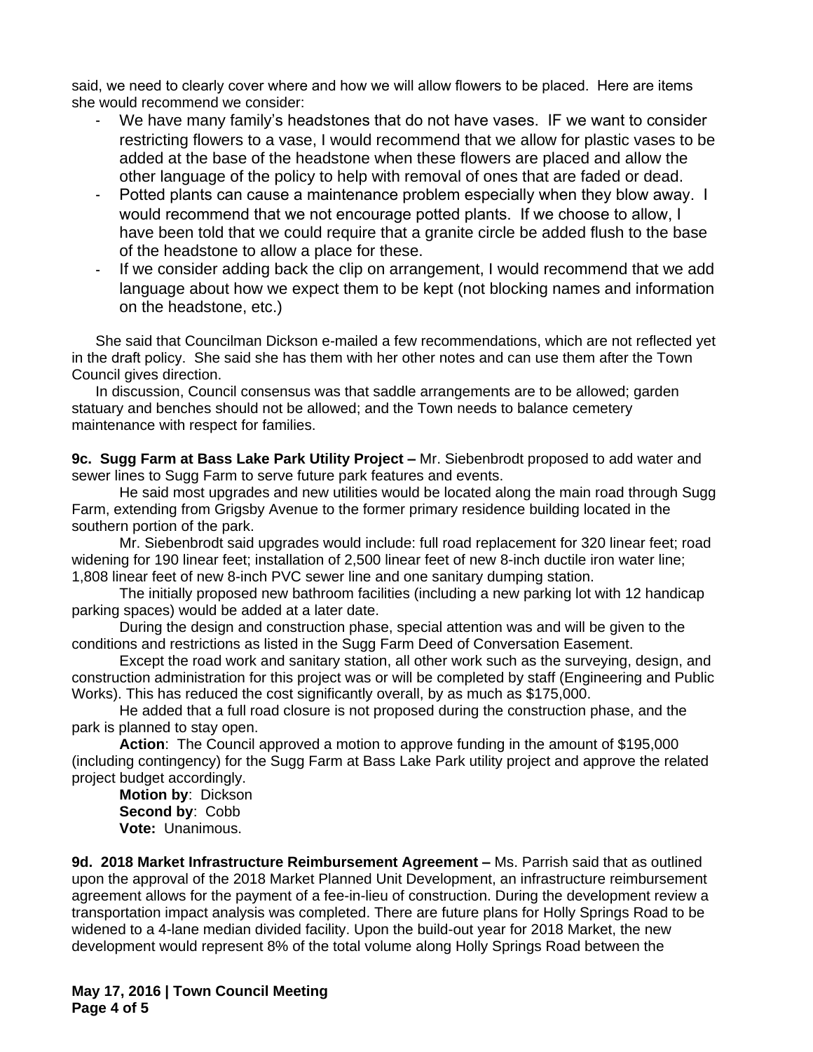said, we need to clearly cover where and how we will allow flowers to be placed. Here are items she would recommend we consider:

- We have many family's headstones that do not have vases. IF we want to consider restricting flowers to a vase, I would recommend that we allow for plastic vases to be added at the base of the headstone when these flowers are placed and allow the other language of the policy to help with removal of ones that are faded or dead.
- Potted plants can cause a maintenance problem especially when they blow away. I would recommend that we not encourage potted plants. If we choose to allow, I have been told that we could require that a granite circle be added flush to the base of the headstone to allow a place for these.
- If we consider adding back the clip on arrangement, I would recommend that we add language about how we expect them to be kept (not blocking names and information on the headstone, etc.)

She said that Councilman Dickson e-mailed a few recommendations, which are not reflected yet in the draft policy. She said she has them with her other notes and can use them after the Town Council gives direction.

In discussion, Council consensus was that saddle arrangements are to be allowed; garden statuary and benches should not be allowed; and the Town needs to balance cemetery maintenance with respect for families.

**9c. Sugg Farm at Bass Lake Park Utility Project –** Mr. Siebenbrodt proposed to add water and sewer lines to Sugg Farm to serve future park features and events.

He said most upgrades and new utilities would be located along the main road through Sugg Farm, extending from Grigsby Avenue to the former primary residence building located in the southern portion of the park.

Mr. Siebenbrodt said upgrades would include: full road replacement for 320 linear feet; road widening for 190 linear feet; installation of 2,500 linear feet of new 8-inch ductile iron water line; 1,808 linear feet of new 8-inch PVC sewer line and one sanitary dumping station.

The initially proposed new bathroom facilities (including a new parking lot with 12 handicap parking spaces) would be added at a later date.

During the design and construction phase, special attention was and will be given to the conditions and restrictions as listed in the Sugg Farm Deed of Conversation Easement.

Except the road work and sanitary station, all other work such as the surveying, design, and construction administration for this project was or will be completed by staff (Engineering and Public Works). This has reduced the cost significantly overall, by as much as $175,000.

He added that a full road closure is not proposed during the construction phase, and the park is planned to stay open.

**Action**: The Council approved a motion to approve funding in the amount of $195,000 (including contingency) for the Sugg Farm at Bass Lake Park utility project and approve the related project budget accordingly.

**Motion by**: Dickson
**Second by**: Cobb
**Vote:** Unanimous.

**9d. 2018 Market Infrastructure Reimbursement Agreement –** Ms. Parrish said that as outlined upon the approval of the 2018 Market Planned Unit Development, an infrastructure reimbursement agreement allows for the payment of a fee-in-lieu of construction. During the development review a transportation impact analysis was completed. There are future plans for Holly Springs Road to be widened to a 4-lane median divided facility. Upon the build-out year for 2018 Market, the new development would represent 8% of the total volume along Holly Springs Road between the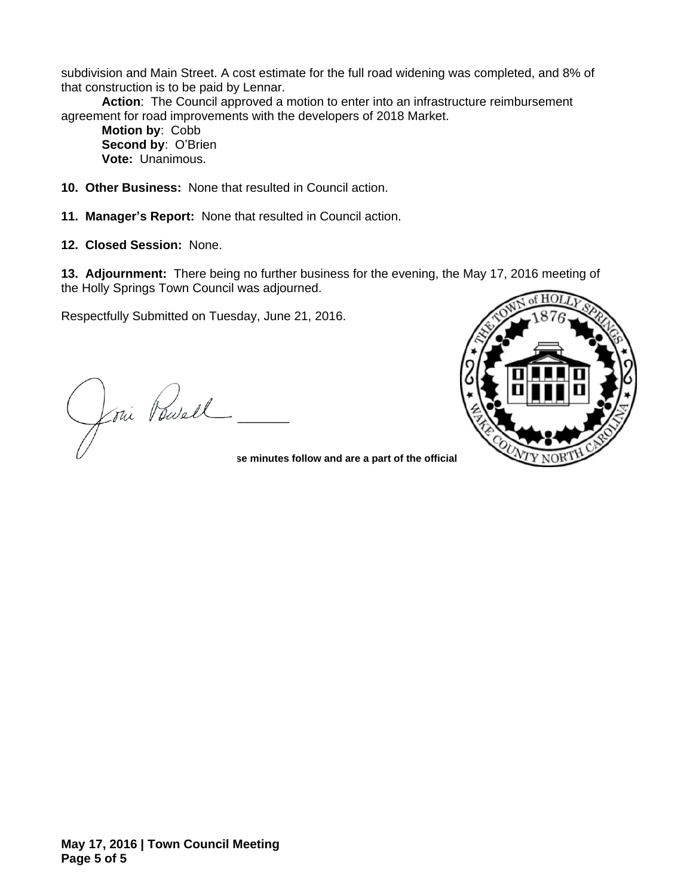subdivision and Main Street. A cost estimate for the full road widening was completed, and 8% of that construction is to be paid by Lennar.

**Action**: The Council approved a motion to enter into an infrastructure reimbursement agreement for road improvements with the developers of 2018 Market.

**Motion by**: Cobb
**Second by**: O'Brien
**Vote:** Unanimous.

**10. Other Business:** None that resulted in Council action.

**11. Manager's Report:** None that resulted in Council action.

**12. Closed Session:** None.

**13. Adjournment:** There being no further business for the evening, the May 17, 2016 meeting of the Holly Springs Town Council was adjourned.

Respectfully Submitted on Tuesday, June 21, 2016.

Joni Powell ______

se minutes follow and are a part of the official